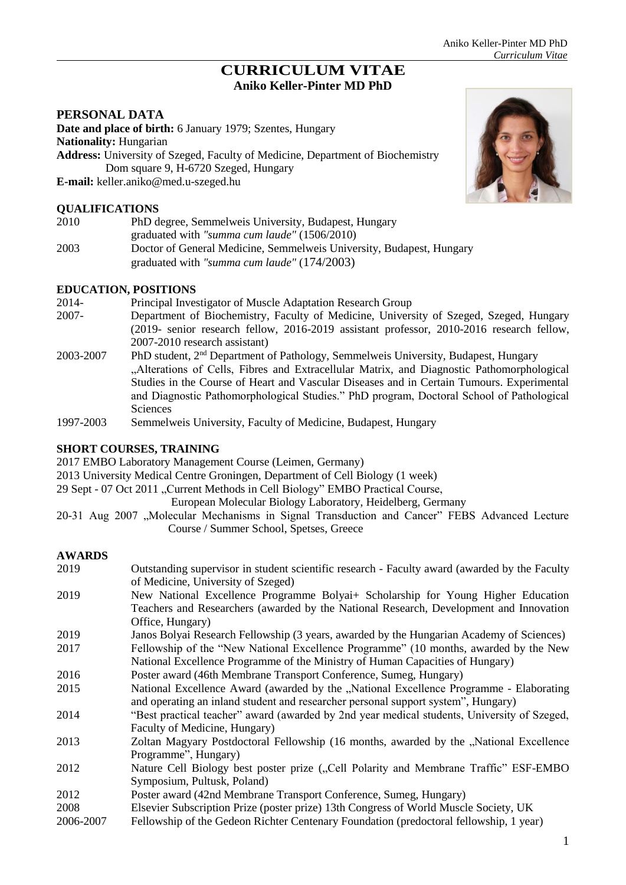# CURRICULUM VITAE
## Aniko Keller-Pinter MD PhD

## PERSONAL DATA

**Date and place of birth:** 6 January 1979; Szentes, Hungary
**Nationality:** Hungarian
**Address:** University of Szeged, Faculty of Medicine, Department of Biochemistry
Dom square 9, H-6720 Szeged, Hungary
**E-mail:** keller.aniko@med.u-szeged.hu

## QUALIFICATIONS

| | |
|---|---|
| 2010 | PhD degree, Semmelweis University, Budapest, Hungary<br>graduated with *"summa cum laude"* (1506/2010) |
| 2003 | Doctor of General Medicine, Semmelweis University, Budapest, Hungary<br>graduated with *"summa cum laude"* (174/2003) |

## EDUCATION, POSITIONS

| | |
|---|---|
| 2014- | Principal Investigator of Muscle Adaptation Research Group |
| 2007- | Department of Biochemistry, Faculty of Medicine, University of Szeged, Szeged, Hungary (2019- senior research fellow, 2016-2019 assistant professor, 2010-2016 research fellow, 2007-2010 research assistant) |
| 2003-2007 | PhD student, 2nd Department of Pathology, Semmelweis University, Budapest, Hungary „Alterations of Cells, Fibres and Extracellular Matrix, and Diagnostic Pathomorphological Studies in the Course of Heart and Vascular Diseases and in Certain Tumours. Experimental and Diagnostic Pathomorphological Studies." PhD program, Doctoral School of Pathological Sciences |
| 1997-2003 | Semmelweis University, Faculty of Medicine, Budapest, Hungary |

## SHORT COURSES, TRAINING

2017 EMBO Laboratory Management Course (Leimen, Germany)
2013 University Medical Centre Groningen, Department of Cell Biology (1 week)
29 Sept - 07 Oct 2011 „Current Methods in Cell Biology" EMBO Practical Course,
European Molecular Biology Laboratory, Heidelberg, Germany
20-31 Aug 2007 „Molecular Mechanisms in Signal Transduction and Cancer" FEBS Advanced Lecture Course / Summer School, Spetses, Greece

## AWARDS

| | |
|---|---|
| 2019 | Outstanding supervisor in student scientific research - Faculty award (awarded by the Faculty of Medicine, University of Szeged) |
| 2019 | New National Excellence Programme Bolyai+ Scholarship for Young Higher Education Teachers and Researchers (awarded by the National Research, Development and Innovation Office, Hungary) |
| 2019 | Janos Bolyai Research Fellowship (3 years, awarded by the Hungarian Academy of Sciences) |
| 2017 | Fellowship of the "New National Excellence Programme" (10 months, awarded by the New National Excellence Programme of the Ministry of Human Capacities of Hungary) |
| 2016 | Poster award (46th Membrane Transport Conference, Sumeg, Hungary) |
| 2015 | National Excellence Award (awarded by the „National Excellence Programme - Elaborating and operating an inland student and researcher personal support system", Hungary) |
| 2014 | "Best practical teacher" award (awarded by 2nd year medical students, University of Szeged, Faculty of Medicine, Hungary) |
| 2013 | Zoltan Magyary Postdoctoral Fellowship (16 months, awarded by the „National Excellence Programme", Hungary) |
| 2012 | Nature Cell Biology best poster prize („Cell Polarity and Membrane Traffic" ESF-EMBO Symposium, Pultusk, Poland) |
| 2012 | Poster award (42nd Membrane Transport Conference, Sumeg, Hungary) |
| 2008 | Elsevier Subscription Prize (poster prize) 13th Congress of World Muscle Society, UK |
| 2006-2007 | Fellowship of the Gedeon Richter Centenary Foundation (predoctoral fellowship, 1 year) |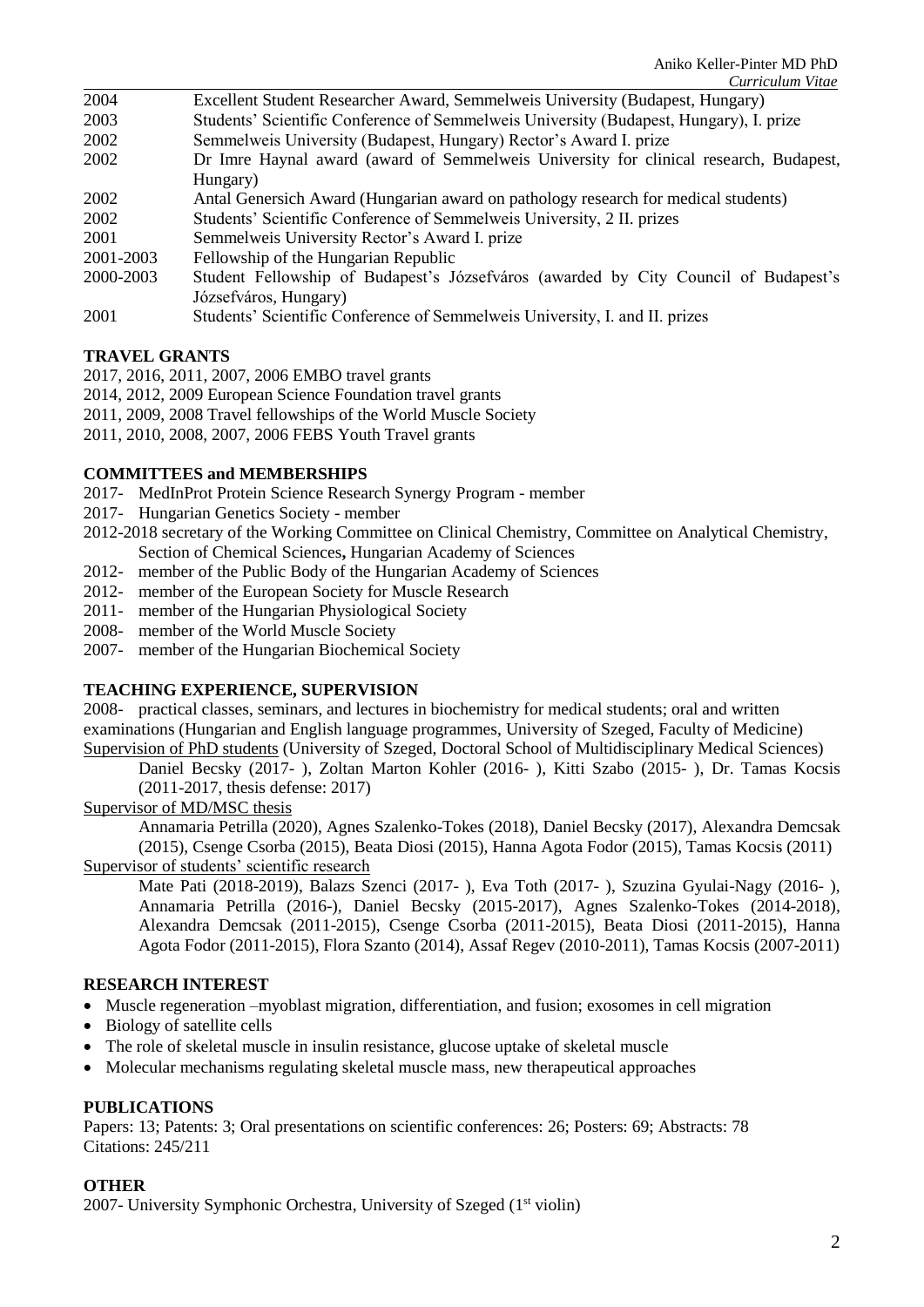| | |
|---|---|
| 2004 | Excellent Student Researcher Award, Semmelweis University (Budapest, Hungary) |
| 2003 | Students' Scientific Conference of Semmelweis University (Budapest, Hungary), I. prize |
| 2002 | Semmelweis University (Budapest, Hungary) Rector's Award I. prize |
| 2002 | Dr Imre Haynal award (award of Semmelweis University for clinical research, Budapest, Hungary) |
| 2002 | Antal Genersich Award (Hungarian award on pathology research for medical students) |
| 2002 | Students' Scientific Conference of Semmelweis University, 2 II. prizes |
| 2001 | Semmelweis University Rector's Award I. prize |
| 2001-2003 | Fellowship of the Hungarian Republic |
| 2000-2003 | Student Fellowship of Budapest's Józsefváros (awarded by City Council of Budapest's Józsefváros, Hungary) |
| 2001 | Students' Scientific Conference of Semmelweis University, I. and II. prizes |

## TRAVEL GRANTS

2017, 2016, 2011, 2007, 2006 EMBO travel grants
2014, 2012, 2009 European Science Foundation travel grants
2011, 2009, 2008 Travel fellowships of the World Muscle Society
2011, 2010, 2008, 2007, 2006 FEBS Youth Travel grants

## COMMITTEES and MEMBERSHIPS

2017- MedInProt Protein Science Research Synergy Program - member
2017- Hungarian Genetics Society - member
2012-2018 secretary of the Working Committee on Clinical Chemistry, Committee on Analytical Chemistry, Section of Chemical Sciences**,** Hungarian Academy of Sciences
2012- member of the Public Body of the Hungarian Academy of Sciences
2012- member of the European Society for Muscle Research
2011- member of the Hungarian Physiological Society
2008- member of the World Muscle Society
2007- member of the Hungarian Biochemical Society

## TEACHING EXPERIENCE, SUPERVISION

2008- practical classes, seminars, and lectures in biochemistry for medical students; oral and written examinations (Hungarian and English language programmes, University of Szeged, Faculty of Medicine)

Supervision of PhD students (University of Szeged, Doctoral School of Multidisciplinary Medical Sciences)

Daniel Becsky (2017- ), Zoltan Marton Kohler (2016- ), Kitti Szabo (2015- ), Dr. Tamas Kocsis (2011-2017, thesis defense: 2017)

Supervisor of MD/MSC thesis

Annamaria Petrilla (2020), Agnes Szalenko-Tokes (2018), Daniel Becsky (2017), Alexandra Demcsak (2015), Csenge Csorba (2015), Beata Diosi (2015), Hanna Agota Fodor (2015), Tamas Kocsis (2011)

Supervisor of students' scientific research

Mate Pati (2018-2019), Balazs Szenci (2017- ), Eva Toth (2017- ), Szuzina Gyulai-Nagy (2016- ), Annamaria Petrilla (2016-), Daniel Becsky (2015-2017), Agnes Szalenko-Tokes (2014-2018), Alexandra Demcsak (2011-2015), Csenge Csorba (2011-2015), Beata Diosi (2011-2015), Hanna Agota Fodor (2011-2015), Flora Szanto (2014), Assaf Regev (2010-2011), Tamas Kocsis (2007-2011)

## RESEARCH INTEREST

- Muscle regeneration –myoblast migration, differentiation, and fusion; exosomes in cell migration
- Biology of satellite cells
- The role of skeletal muscle in insulin resistance, glucose uptake of skeletal muscle
- Molecular mechanisms regulating skeletal muscle mass, new therapeutical approaches

## PUBLICATIONS

Papers: 13; Patents: 3; Oral presentations on scientific conferences: 26; Posters: 69; Abstracts: 78
Citations: 245/211

## OTHER

2007- University Symphonic Orchestra, University of Szeged (1st violin)